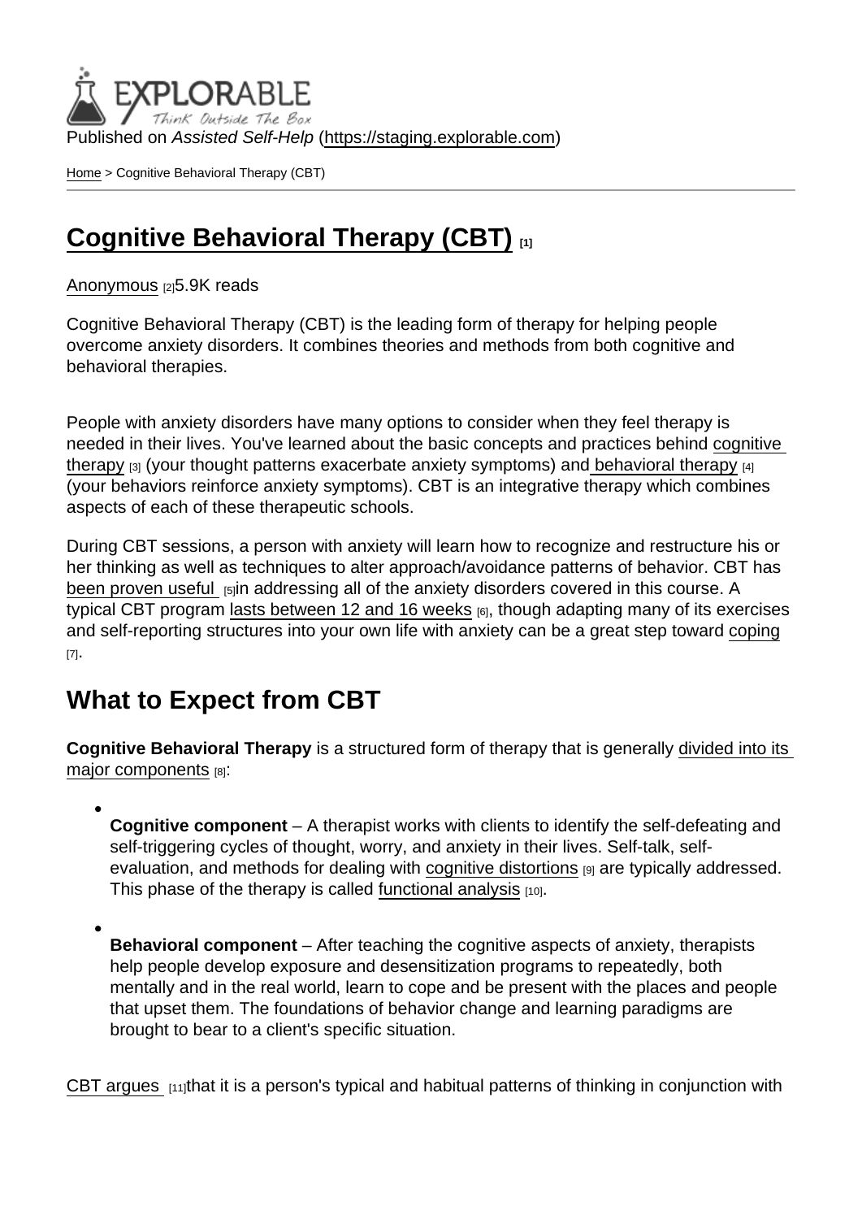Published on *Assisted Self-Help* (https://staging.explorable.com)

Home > Cognitive Behavioral Therapy (CBT)

# Cognitive Behavioral Therapy (CBT) [1]

Anonymous [2] 5.9K reads

Cognitive Behavioral Therapy (CBT) is the leading form of therapy for helping people overcome anxiety disorders. It combines theories and methods from both cognitive and behavioral therapies.

People with anxiety disorders have many options to consider when they feel therapy is needed in their lives. You've learned about the basic concepts and practices behind cognitive therapy [3] (your thought patterns exacerbate anxiety symptoms) and behavioral therapy [4] (your behaviors reinforce anxiety symptoms). CBT is an integrative therapy which combines aspects of each of these therapeutic schools.

During CBT sessions, a person with anxiety will learn how to recognize and restructure his or her thinking as well as techniques to alter approach/avoidance patterns of behavior. CBT has been proven useful [5] in addressing all of the anxiety disorders covered in this course. A typical CBT program lasts between 12 and 16 weeks [6], though adapting many of its exercises and self-reporting structures into your own life with anxiety can be a great step toward coping [7].

## What to Expect from CBT

**Cognitive Behavioral Therapy** is a structured form of therapy that is generally divided into its major components [8]:

- **Cognitive component** – A therapist works with clients to identify the self-defeating and self-triggering cycles of thought, worry, and anxiety in their lives. Self-talk, self-evaluation, and methods for dealing with cognitive distortions [9] are typically addressed. This phase of the therapy is called functional analysis [10].
- **Behavioral component** – After teaching the cognitive aspects of anxiety, therapists help people develop exposure and desensitization programs to repeatedly, both mentally and in the real world, learn to cope and be present with the places and people that upset them. The foundations of behavior change and learning paradigms are brought to bear to a client's specific situation.

CBT argues [11] that it is a person's typical and habitual patterns of thinking in conjunction with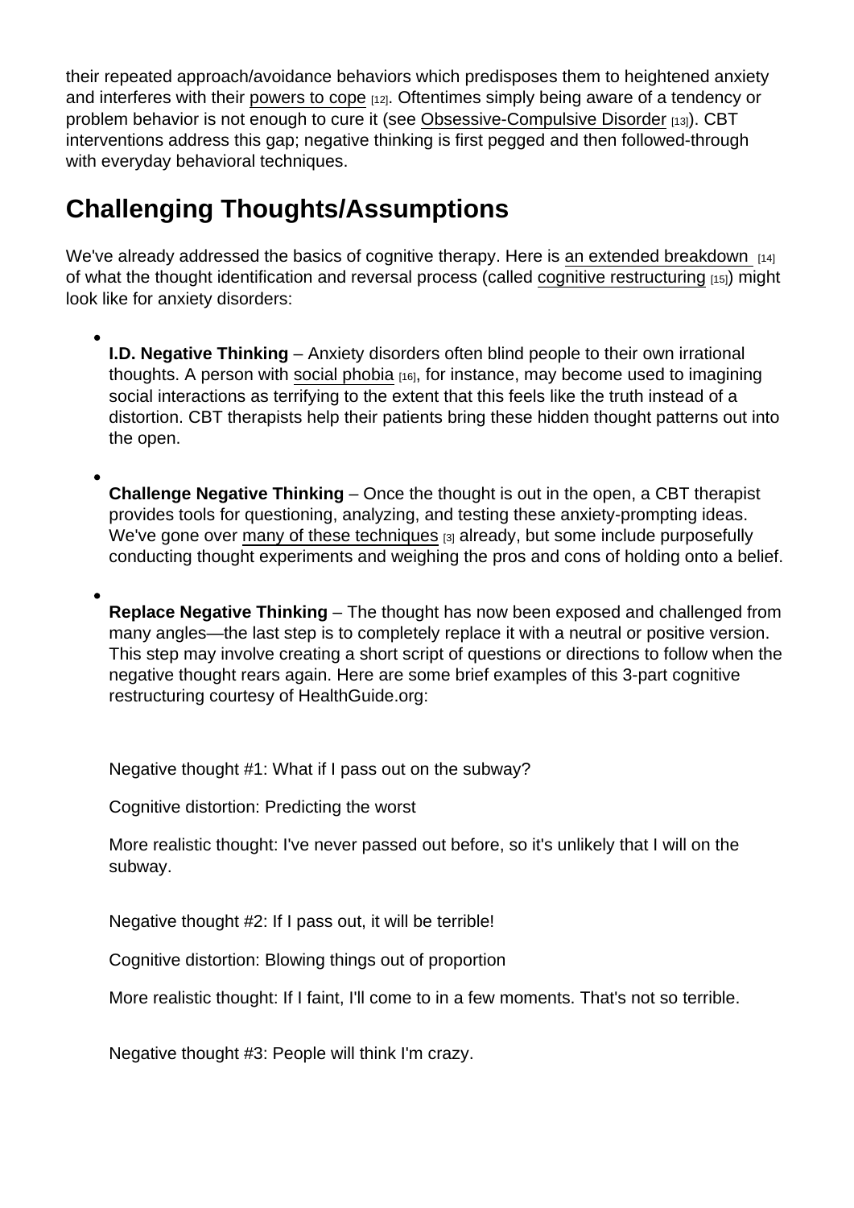their repeated approach/avoidance behaviors which predisposes them to heightened anxiety and interferes with their powers to cope [12]. Oftentimes simply being aware of a tendency or problem behavior is not enough to cure it (see Obsessive-Compulsive Disorder [13]). CBT interventions address this gap; negative thinking is first pegged and then followed-through with everyday behavioral techniques.

## Challenging Thoughts/Assumptions

We've already addressed the basics of cognitive therapy. Here is an extended breakdown [14] of what the thought identification and reversal process (called cognitive restructuring [15]) might look like for anxiety disorders:

- **I.D. Negative Thinking** – Anxiety disorders often blind people to their own irrational thoughts. A person with social phobia [16], for instance, may become used to imagining social interactions as terrifying to the extent that this feels like the truth instead of a distortion. CBT therapists help their patients bring these hidden thought patterns out into the open.

- **Challenge Negative Thinking** – Once the thought is out in the open, a CBT therapist provides tools for questioning, analyzing, and testing these anxiety-prompting ideas. We've gone over many of these techniques [3] already, but some include purposefully conducting thought experiments and weighing the pros and cons of holding onto a belief.

- **Replace Negative Thinking** – The thought has now been exposed and challenged from many angles—the last step is to completely replace it with a neutral or positive version. This step may involve creating a short script of questions or directions to follow when the negative thought rears again. Here are some brief examples of this 3-part cognitive restructuring courtesy of HealthGuide.org:

  Negative thought #1: What if I pass out on the subway?

  Cognitive distortion: Predicting the worst

  More realistic thought: I've never passed out before, so it's unlikely that I will on the subway.

  Negative thought #2: If I pass out, it will be terrible!

  Cognitive distortion: Blowing things out of proportion

  More realistic thought: If I faint, I'll come to in a few moments. That's not so terrible.

  Negative thought #3: People will think I'm crazy.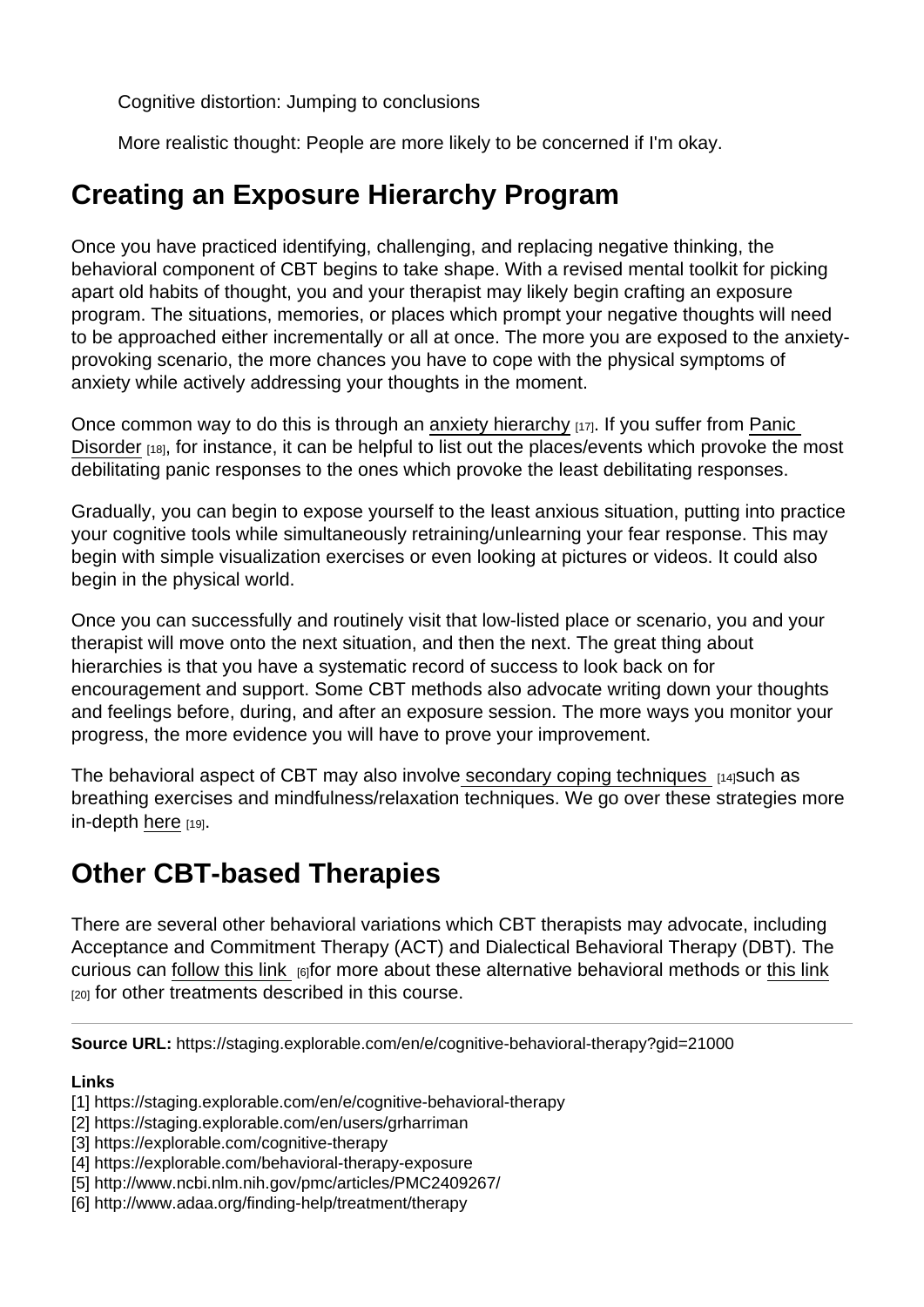Cognitive distortion: Jumping to conclusions

More realistic thought: People are more likely to be concerned if I'm okay.

## Creating an Exposure Hierarchy Program

Once you have practiced identifying, challenging, and replacing negative thinking, the behavioral component of CBT begins to take shape. With a revised mental toolkit for picking apart old habits of thought, you and your therapist may likely begin crafting an exposure program. The situations, memories, or places which prompt your negative thoughts will need to be approached either incrementally or all at once. The more you are exposed to the anxiety-provoking scenario, the more chances you have to cope with the physical symptoms of anxiety while actively addressing your thoughts in the moment.

Once common way to do this is through an anxiety hierarchy [17]. If you suffer from Panic Disorder [18], for instance, it can be helpful to list out the places/events which provoke the most debilitating panic responses to the ones which provoke the least debilitating responses.

Gradually, you can begin to expose yourself to the least anxious situation, putting into practice your cognitive tools while simultaneously retraining/unlearning your fear response. This may begin with simple visualization exercises or even looking at pictures or videos. It could also begin in the physical world.

Once you can successfully and routinely visit that low-listed place or scenario, you and your therapist will move onto the next situation, and then the next. The great thing about hierarchies is that you have a systematic record of success to look back on for encouragement and support. Some CBT methods also advocate writing down your thoughts and feelings before, during, and after an exposure session. The more ways you monitor your progress, the more evidence you will have to prove your improvement.

The behavioral aspect of CBT may also involve secondary coping techniques [14] such as breathing exercises and mindfulness/relaxation techniques. We go over these strategies more in-depth here [19].

## Other CBT-based Therapies

There are several other behavioral variations which CBT therapists may advocate, including Acceptance and Commitment Therapy (ACT) and Dialectical Behavioral Therapy (DBT). The curious can follow this link [6] for more about these alternative behavioral methods or this link [20] for other treatments described in this course.

---

**Source URL:** https://staging.explorable.com/en/e/cognitive-behavioral-therapy?gid=21000

**Links**

[1] https://staging.explorable.com/en/e/cognitive-behavioral-therapy
[2] https://staging.explorable.com/en/users/grharriman
[3] https://explorable.com/cognitive-therapy
[4] https://explorable.com/behavioral-therapy-exposure
[5] http://www.ncbi.nlm.nih.gov/pmc/articles/PMC2409267/
[6] http://www.adaa.org/finding-help/treatment/therapy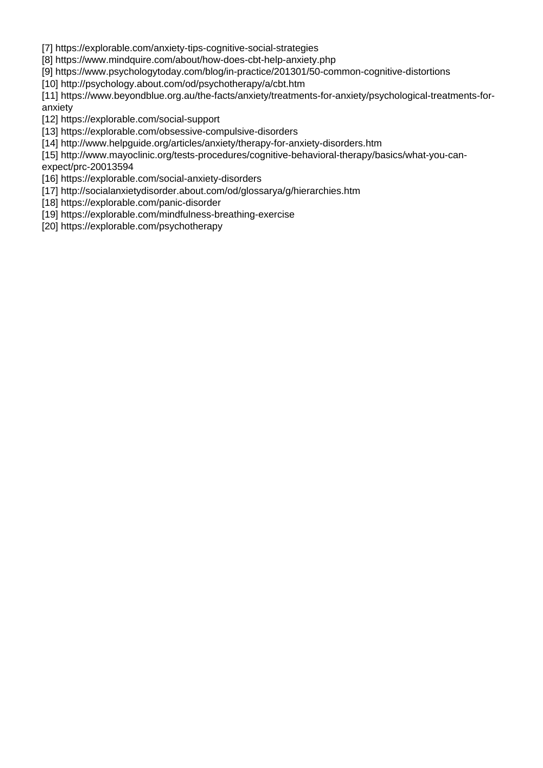[7] https://explorable.com/anxiety-tips-cognitive-social-strategies
[8] https://www.mindquire.com/about/how-does-cbt-help-anxiety.php
[9] https://www.psychologytoday.com/blog/in-practice/201301/50-common-cognitive-distortions
[10] http://psychology.about.com/od/psychotherapy/a/cbt.htm
[11] https://www.beyondblue.org.au/the-facts/anxiety/treatments-for-anxiety/psychological-treatments-for-anxiety
[12] https://explorable.com/social-support
[13] https://explorable.com/obsessive-compulsive-disorders
[14] http://www.helpguide.org/articles/anxiety/therapy-for-anxiety-disorders.htm
[15] http://www.mayoclinic.org/tests-procedures/cognitive-behavioral-therapy/basics/what-you-can-expect/prc-20013594
[16] https://explorable.com/social-anxiety-disorders
[17] http://socialanxietydisorder.about.com/od/glossarya/g/hierarchies.htm
[18] https://explorable.com/panic-disorder
[19] https://explorable.com/mindfulness-breathing-exercise
[20] https://explorable.com/psychotherapy